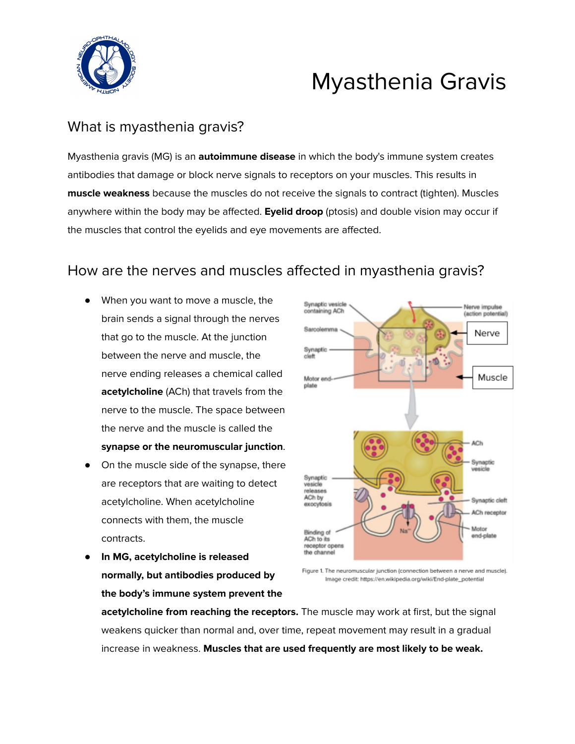# Myasthenia Gravis

## What is myasthenia gravis?

Myasthenia gravis (MG) is an **autoimmune disease** in which the body's immune system creates antibodies that damage or block nerve signals to receptors on your muscles. This results in **muscle weakness** because the muscles do not receive the signals to contract (tighten). Muscles anywhere within the body may be affected. **Eyelid droop** (ptosis) and double vision may occur if the muscles that control the eyelids and eye movements are affected.

## How are the nerves and muscles affected in myasthenia gravis?

- When you want to move a muscle, the brain sends a signal through the nerves that go to the muscle. At the junction between the nerve and muscle, the nerve ending releases a chemical called **acetylcholine** (ACh) that travels from the nerve to the muscle. The space between the nerve and the muscle is called the **synapse or the neuromuscular junction**.
- On the muscle side of the synapse, there are receptors that are waiting to detect acetylcholine. When acetylcholine connects with them, the muscle contracts.
- **In MG, acetylcholine is released normally, but antibodies produced by the body's immune system prevent the acetylcholine from reaching the receptors.** The muscle may work at first, but the signal weakens quicker than normal and, over time, repeat movement may result in a gradual increase in weakness. **Muscles that are used frequently are most likely to be weak.**

Figure 1. The neuromuscular junction (connection between a nerve and muscle). Image credit: https://en.wikipedia.org/wiki/End-plate_potential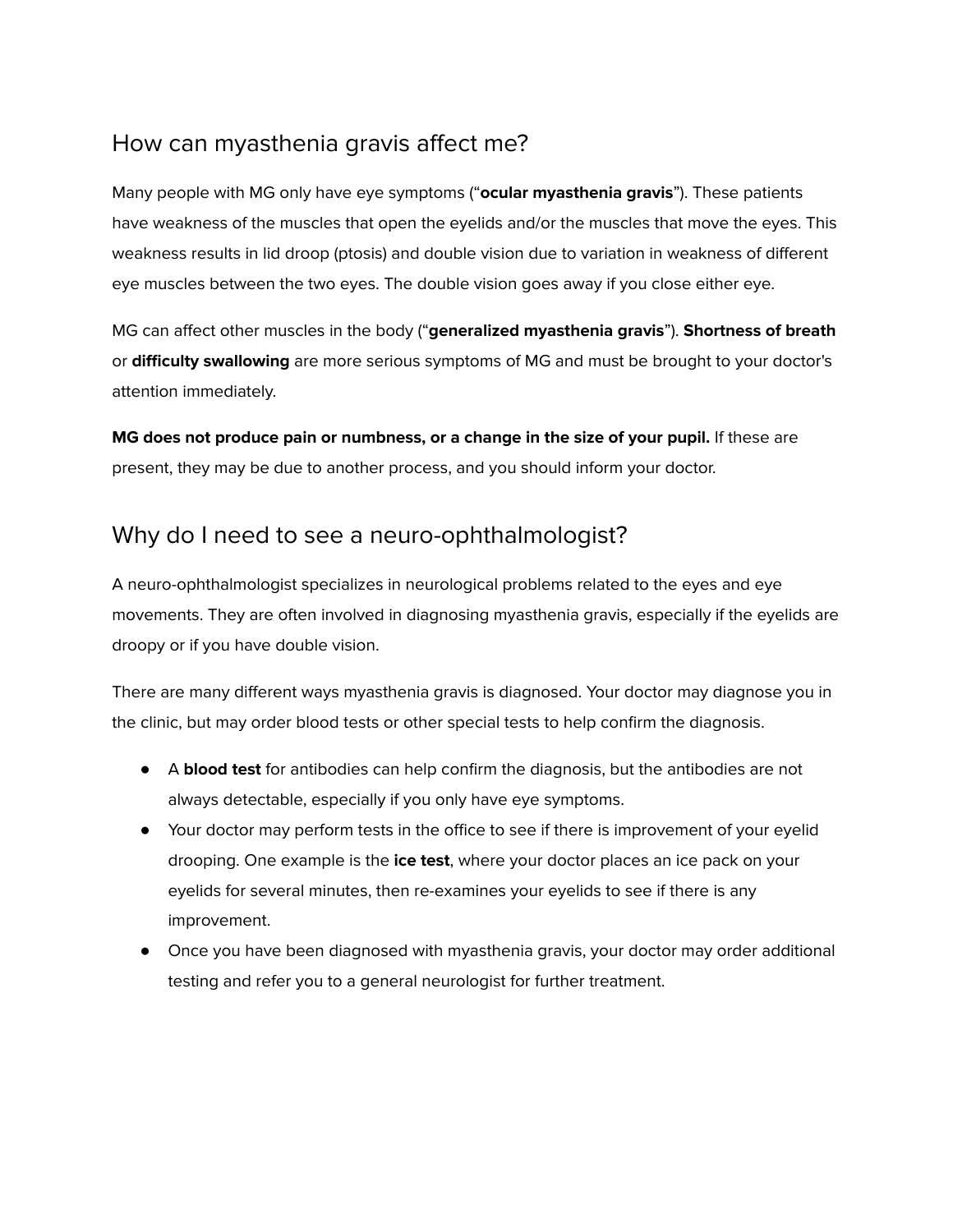## How can myasthenia gravis affect me?

Many people with MG only have eye symptoms (“**ocular myasthenia gravis**”). These patients have weakness of the muscles that open the eyelids and/or the muscles that move the eyes. This weakness results in lid droop (ptosis) and double vision due to variation in weakness of different eye muscles between the two eyes. The double vision goes away if you close either eye.

MG can affect other muscles in the body (“**generalized myasthenia gravis**”). **Shortness of breath** or **difficulty swallowing** are more serious symptoms of MG and must be brought to your doctor's attention immediately.

**MG does not produce pain or numbness, or a change in the size of your pupil.** If these are present, they may be due to another process, and you should inform your doctor.

## Why do I need to see a neuro-ophthalmologist?

A neuro-ophthalmologist specializes in neurological problems related to the eyes and eye movements. They are often involved in diagnosing myasthenia gravis, especially if the eyelids are droopy or if you have double vision.

There are many different ways myasthenia gravis is diagnosed. Your doctor may diagnose you in the clinic, but may order blood tests or other special tests to help confirm the diagnosis.

- A **blood test** for antibodies can help confirm the diagnosis, but the antibodies are not always detectable, especially if you only have eye symptoms.
- Your doctor may perform tests in the office to see if there is improvement of your eyelid drooping. One example is the **ice test**, where your doctor places an ice pack on your eyelids for several minutes, then re-examines your eyelids to see if there is any improvement.
- Once you have been diagnosed with myasthenia gravis, your doctor may order additional testing and refer you to a general neurologist for further treatment.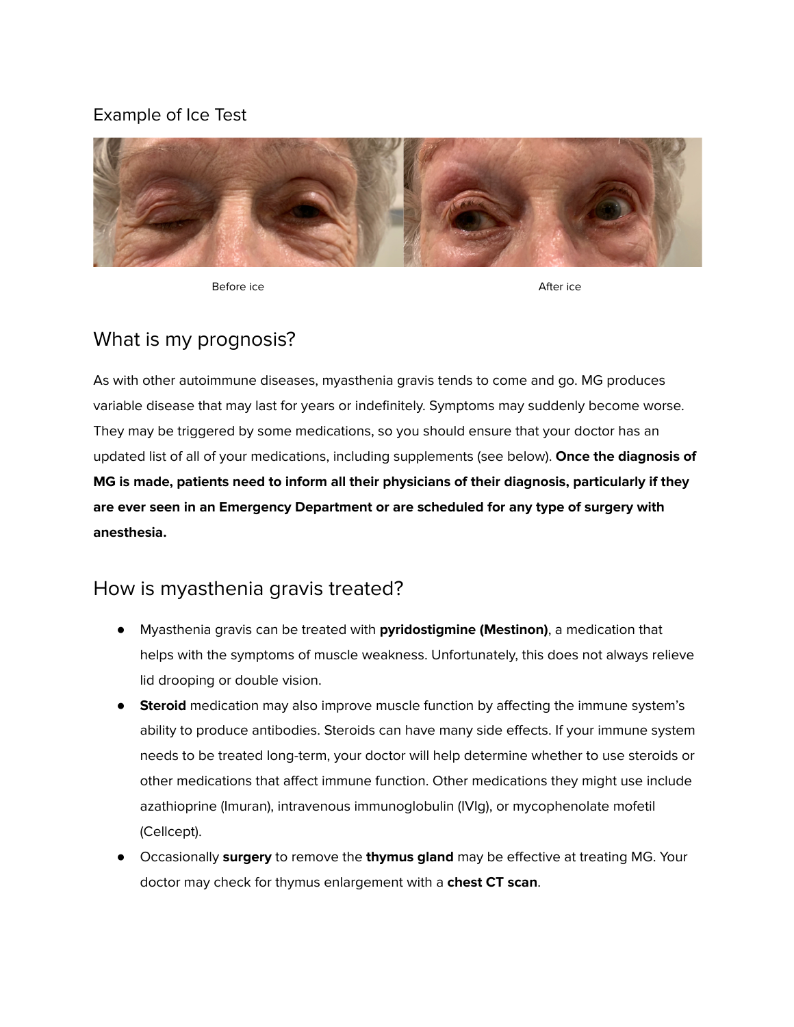Example of Ice Test

Before ice

After ice

## What is my prognosis?

As with other autoimmune diseases, myasthenia gravis tends to come and go. MG produces variable disease that may last for years or indefinitely. Symptoms may suddenly become worse. They may be triggered by some medications, so you should ensure that your doctor has an updated list of all of your medications, including supplements (see below). **Once the diagnosis of MG is made, patients need to inform all their physicians of their diagnosis, particularly if they are ever seen in an Emergency Department or are scheduled for any type of surgery with anesthesia.**

## How is myasthenia gravis treated?

- Myasthenia gravis can be treated with **pyridostigmine (Mestinon)**, a medication that helps with the symptoms of muscle weakness. Unfortunately, this does not always relieve lid drooping or double vision.
- **Steroid** medication may also improve muscle function by affecting the immune system's ability to produce antibodies. Steroids can have many side effects. If your immune system needs to be treated long-term, your doctor will help determine whether to use steroids or other medications that affect immune function. Other medications they might use include azathioprine (Imuran), intravenous immunoglobulin (IVIg), or mycophenolate mofetil (Cellcept).
- Occasionally **surgery** to remove the **thymus gland** may be effective at treating MG. Your doctor may check for thymus enlargement with a **chest CT scan**.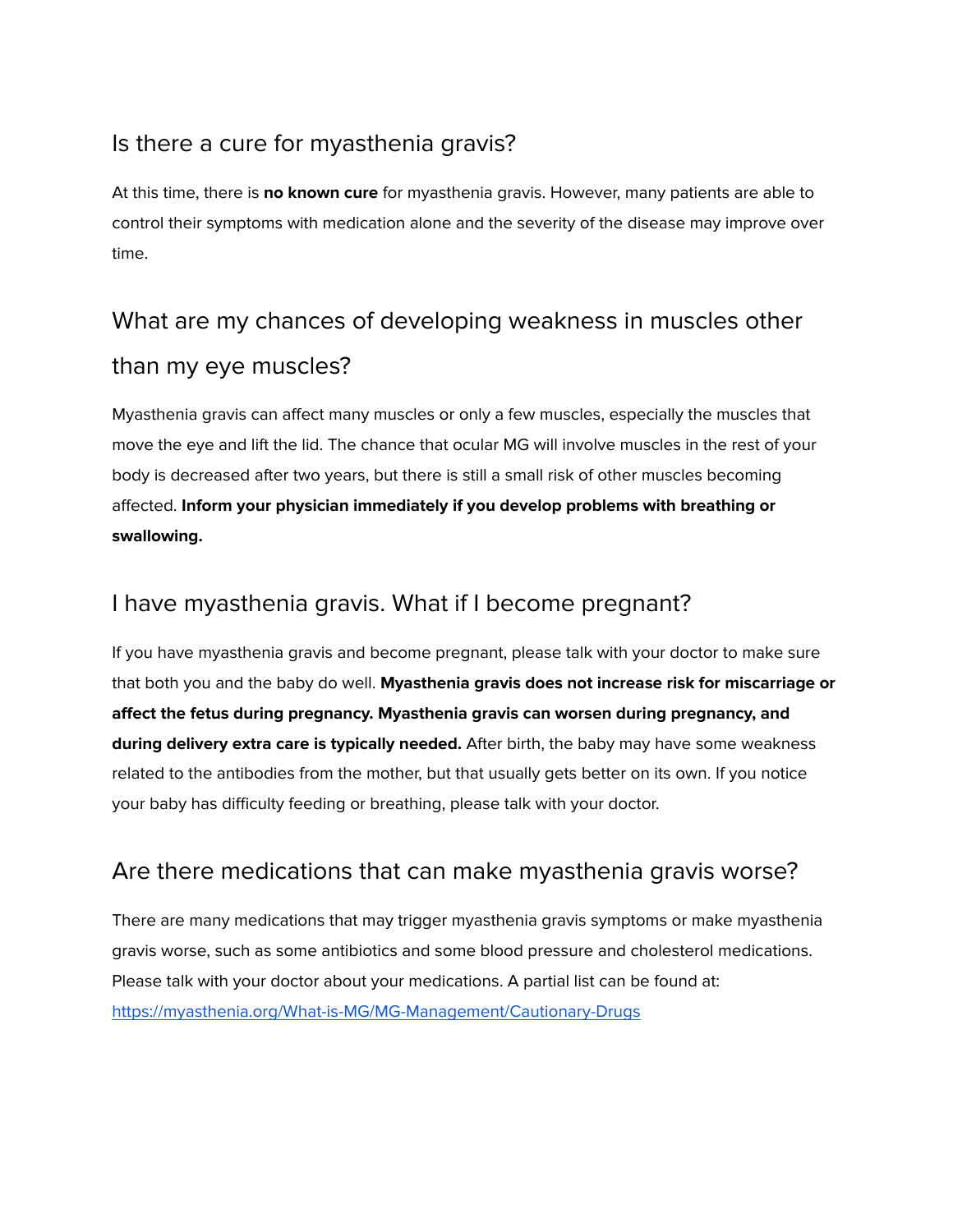## Is there a cure for myasthenia gravis?

At this time, there is **no known cure** for myasthenia gravis. However, many patients are able to control their symptoms with medication alone and the severity of the disease may improve over time.

## What are my chances of developing weakness in muscles other than my eye muscles?

Myasthenia gravis can affect many muscles or only a few muscles, especially the muscles that move the eye and lift the lid. The chance that ocular MG will involve muscles in the rest of your body is decreased after two years, but there is still a small risk of other muscles becoming affected. **Inform your physician immediately if you develop problems with breathing or swallowing.**

## I have myasthenia gravis. What if I become pregnant?

If you have myasthenia gravis and become pregnant, please talk with your doctor to make sure that both you and the baby do well. **Myasthenia gravis does not increase risk for miscarriage or affect the fetus during pregnancy. Myasthenia gravis can worsen during pregnancy, and during delivery extra care is typically needed.** After birth, the baby may have some weakness related to the antibodies from the mother, but that usually gets better on its own. If you notice your baby has difficulty feeding or breathing, please talk with your doctor.

## Are there medications that can make myasthenia gravis worse?

There are many medications that may trigger myasthenia gravis symptoms or make myasthenia gravis worse, such as some antibiotics and some blood pressure and cholesterol medications. Please talk with your doctor about your medications. A partial list can be found at: [https://myasthenia.org/What-is-MG/MG-Management/Cautionary-Drugs](https://myasthenia.org/What-is-MG/MG-Management/Cautionary-Drugs)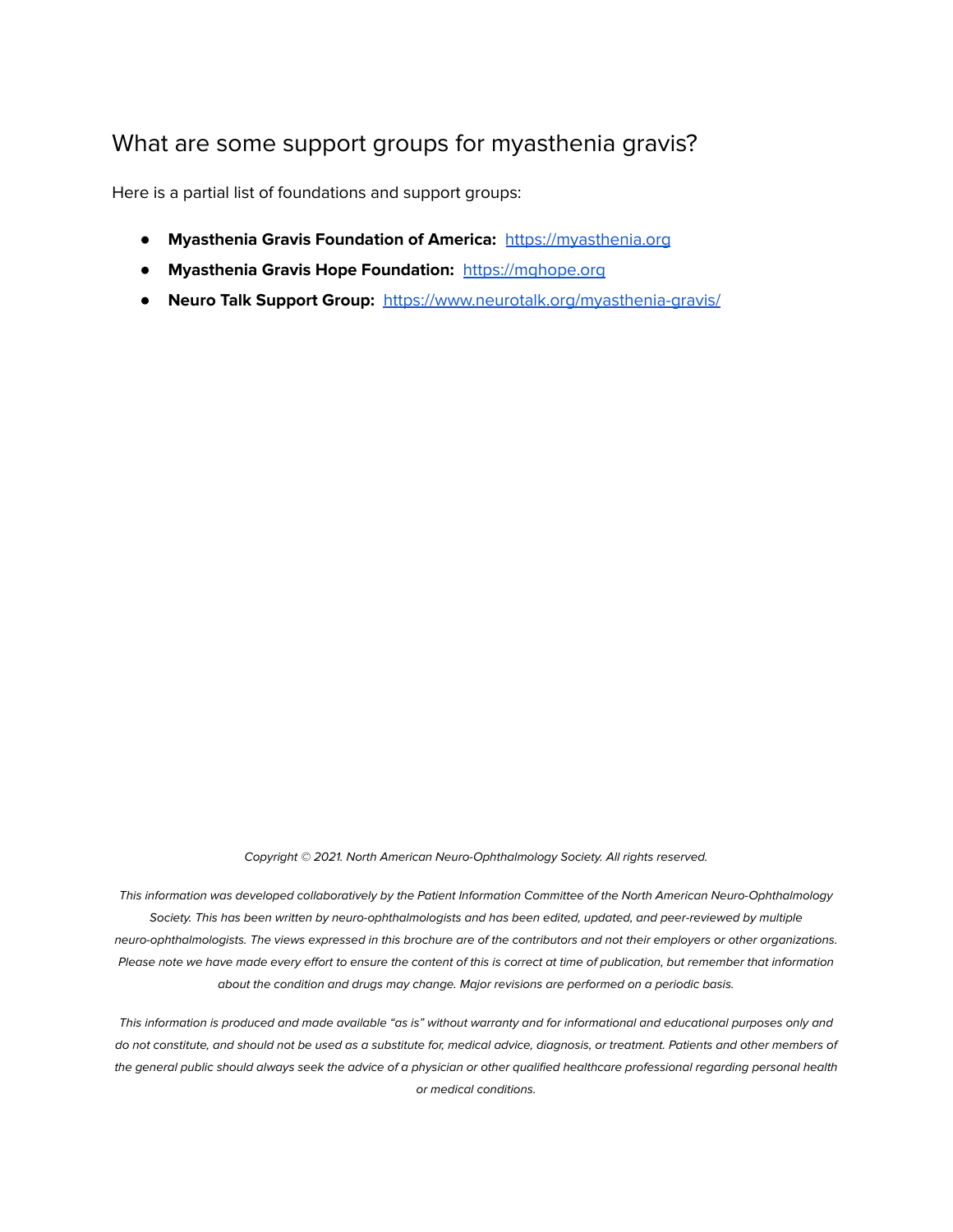## What are some support groups for myasthenia gravis?

Here is a partial list of foundations and support groups:

- **Myasthenia Gravis Foundation of America:** https://myasthenia.org
- **Myasthenia Gravis Hope Foundation:** https://mghope.org
- **Neuro Talk Support Group:** https://www.neurotalk.org/myasthenia-gravis/

*Copyright © 2021. North American Neuro-Ophthalmology Society. All rights reserved.*

*This information was developed collaboratively by the Patient Information Committee of the North American Neuro-Ophthalmology Society. This has been written by neuro-ophthalmologists and has been edited, updated, and peer-reviewed by multiple neuro-ophthalmologists. The views expressed in this brochure are of the contributors and not their employers or other organizations. Please note we have made every effort to ensure the content of this is correct at time of publication, but remember that information about the condition and drugs may change. Major revisions are performed on a periodic basis.*

*This information is produced and made available "as is" without warranty and for informational and educational purposes only and do not constitute, and should not be used as a substitute for, medical advice, diagnosis, or treatment. Patients and other members of the general public should always seek the advice of a physician or other qualified healthcare professional regarding personal health or medical conditions.*